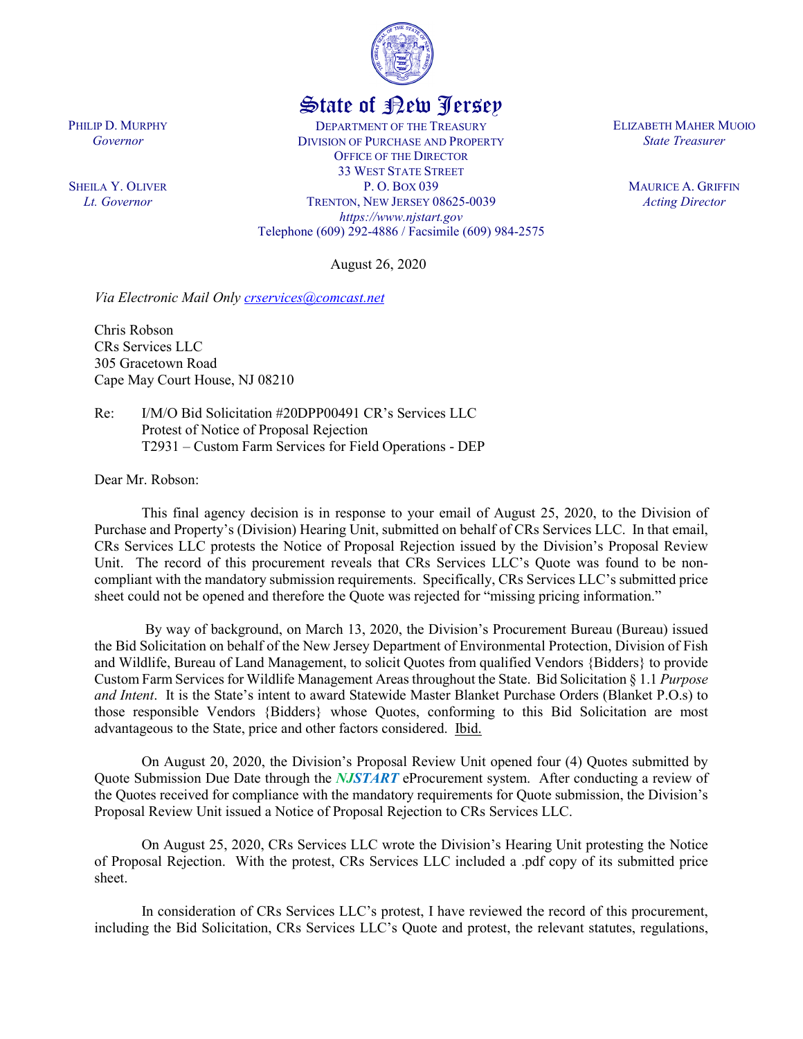# State of New Jersey

PHILIP D. MURPHY
*Governor*

SHEILA Y. OLIVER
*Lt. Governor*

DEPARTMENT OF THE TREASURY
DIVISION OF PURCHASE AND PROPERTY
OFFICE OF THE DIRECTOR
33 WEST STATE STREET
P. O. BOX 039
TRENTON, NEW JERSEY 08625-0039
*https://www.njstart.gov*
Telephone (609) 292-4886 / Facsimile (609) 984-2575

ELIZABETH MAHER MUOIO
*State Treasurer*

MAURICE A. GRIFFIN
*Acting Director*

August 26, 2020

*Via Electronic Mail Only crservices@comcast.net*

Chris Robson
CRs Services LLC
305 Gracetown Road
Cape May Court House, NJ 08210

Re: I/M/O Bid Solicitation #20DPP00491 CR's Services LLC
Protest of Notice of Proposal Rejection
T2931 – Custom Farm Services for Field Operations - DEP

Dear Mr. Robson:

This final agency decision is in response to your email of August 25, 2020, to the Division of Purchase and Property's (Division) Hearing Unit, submitted on behalf of CRs Services LLC. In that email, CRs Services LLC protests the Notice of Proposal Rejection issued by the Division's Proposal Review Unit. The record of this procurement reveals that CRs Services LLC's Quote was found to be non-compliant with the mandatory submission requirements. Specifically, CRs Services LLC's submitted price sheet could not be opened and therefore the Quote was rejected for "missing pricing information."

By way of background, on March 13, 2020, the Division's Procurement Bureau (Bureau) issued the Bid Solicitation on behalf of the New Jersey Department of Environmental Protection, Division of Fish and Wildlife, Bureau of Land Management, to solicit Quotes from qualified Vendors {Bidders} to provide Custom Farm Services for Wildlife Management Areas throughout the State. Bid Solicitation § 1.1 *Purpose and Intent*. It is the State's intent to award Statewide Master Blanket Purchase Orders (Blanket P.O.s) to those responsible Vendors {Bidders} whose Quotes, conforming to this Bid Solicitation are most advantageous to the State, price and other factors considered. Ibid.

On August 20, 2020, the Division's Proposal Review Unit opened four (4) Quotes submitted by Quote Submission Due Date through the ***NJSTART*** eProcurement system. After conducting a review of the Quotes received for compliance with the mandatory requirements for Quote submission, the Division's Proposal Review Unit issued a Notice of Proposal Rejection to CRs Services LLC.

On August 25, 2020, CRs Services LLC wrote the Division's Hearing Unit protesting the Notice of Proposal Rejection. With the protest, CRs Services LLC included a .pdf copy of its submitted price sheet.

In consideration of CRs Services LLC's protest, I have reviewed the record of this procurement, including the Bid Solicitation, CRs Services LLC's Quote and protest, the relevant statutes, regulations,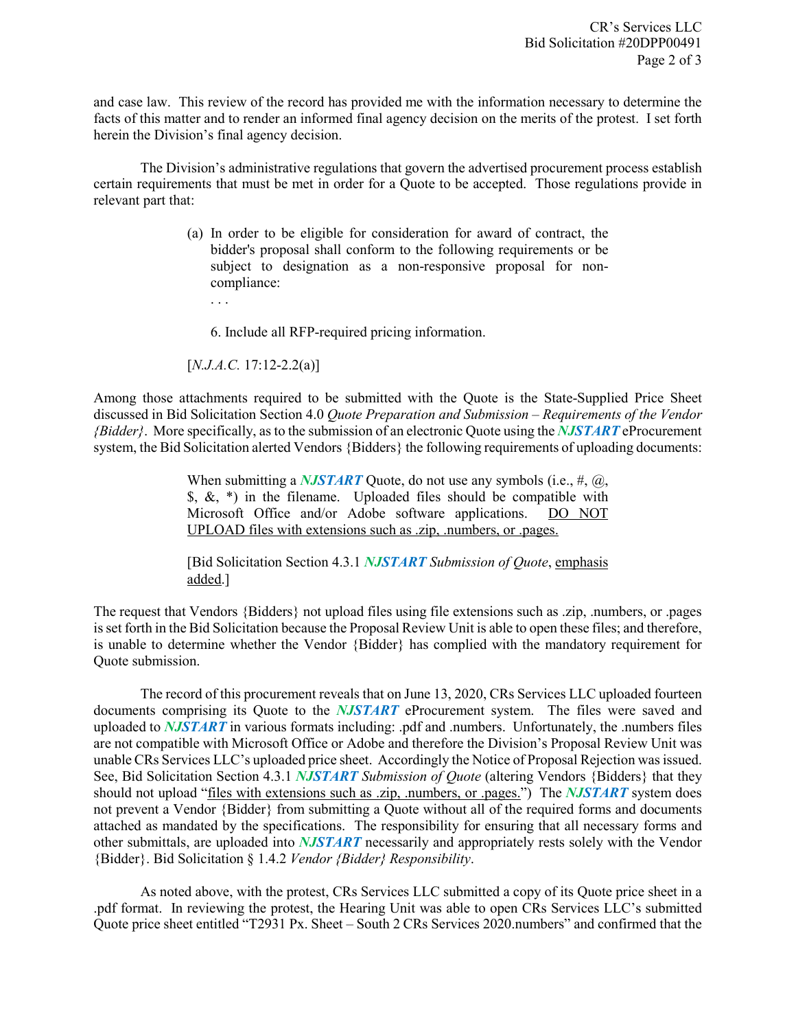and case law. This review of the record has provided me with the information necessary to determine the facts of this matter and to render an informed final agency decision on the merits of the protest. I set forth herein the Division's final agency decision.

The Division's administrative regulations that govern the advertised procurement process establish certain requirements that must be met in order for a Quote to be accepted. Those regulations provide in relevant part that:

> (a) In order to be eligible for consideration for award of contract, the bidder's proposal shall conform to the following requirements or be subject to designation as a non-responsive proposal for non-compliance:
>
> . . .
>
> 6. Include all RFP-required pricing information.
>
> [*N.J.A.C.* 17:12-2.2(a)]

Among those attachments required to be submitted with the Quote is the State-Supplied Price Sheet discussed in Bid Solicitation Section 4.0 *Quote Preparation and Submission – Requirements of the Vendor {Bidder}*. More specifically, as to the submission of an electronic Quote using the ***NJSTART*** eProcurement system, the Bid Solicitation alerted Vendors {Bidders} the following requirements of uploading documents:

> When submitting a ***NJSTART*** Quote, do not use any symbols (i.e., #, @, $, &, *) in the filename. Uploaded files should be compatible with Microsoft Office and/or Adobe software applications. <u>DO NOT UPLOAD files with extensions such as .zip, .numbers, or .pages.</u>
>
> [Bid Solicitation Section 4.3.1 ***NJSTART*** *Submission of Quote*, <u>emphasis added</u>.]

The request that Vendors {Bidders} not upload files using file extensions such as .zip, .numbers, or .pages is set forth in the Bid Solicitation because the Proposal Review Unit is able to open these files; and therefore, is unable to determine whether the Vendor {Bidder} has complied with the mandatory requirement for Quote submission.

The record of this procurement reveals that on June 13, 2020, CRs Services LLC uploaded fourteen documents comprising its Quote to the ***NJSTART*** eProcurement system. The files were saved and uploaded to ***NJSTART*** in various formats including: .pdf and .numbers. Unfortunately, the .numbers files are not compatible with Microsoft Office or Adobe and therefore the Division's Proposal Review Unit was unable CRs Services LLC's uploaded price sheet. Accordingly the Notice of Proposal Rejection was issued. See, Bid Solicitation Section 4.3.1 ***NJSTART*** *Submission of Quote* (altering Vendors {Bidders} that they should not upload "<u>files with extensions such as .zip, .numbers, or .pages.</u>") The ***NJSTART*** system does not prevent a Vendor {Bidder} from submitting a Quote without all of the required forms and documents attached as mandated by the specifications. The responsibility for ensuring that all necessary forms and other submittals, are uploaded into ***NJSTART*** necessarily and appropriately rests solely with the Vendor {Bidder}. Bid Solicitation § 1.4.2 *Vendor {Bidder} Responsibility*.

As noted above, with the protest, CRs Services LLC submitted a copy of its Quote price sheet in a .pdf format. In reviewing the protest, the Hearing Unit was able to open CRs Services LLC's submitted Quote price sheet entitled "T2931 Px. Sheet – South 2 CRs Services 2020.numbers" and confirmed that the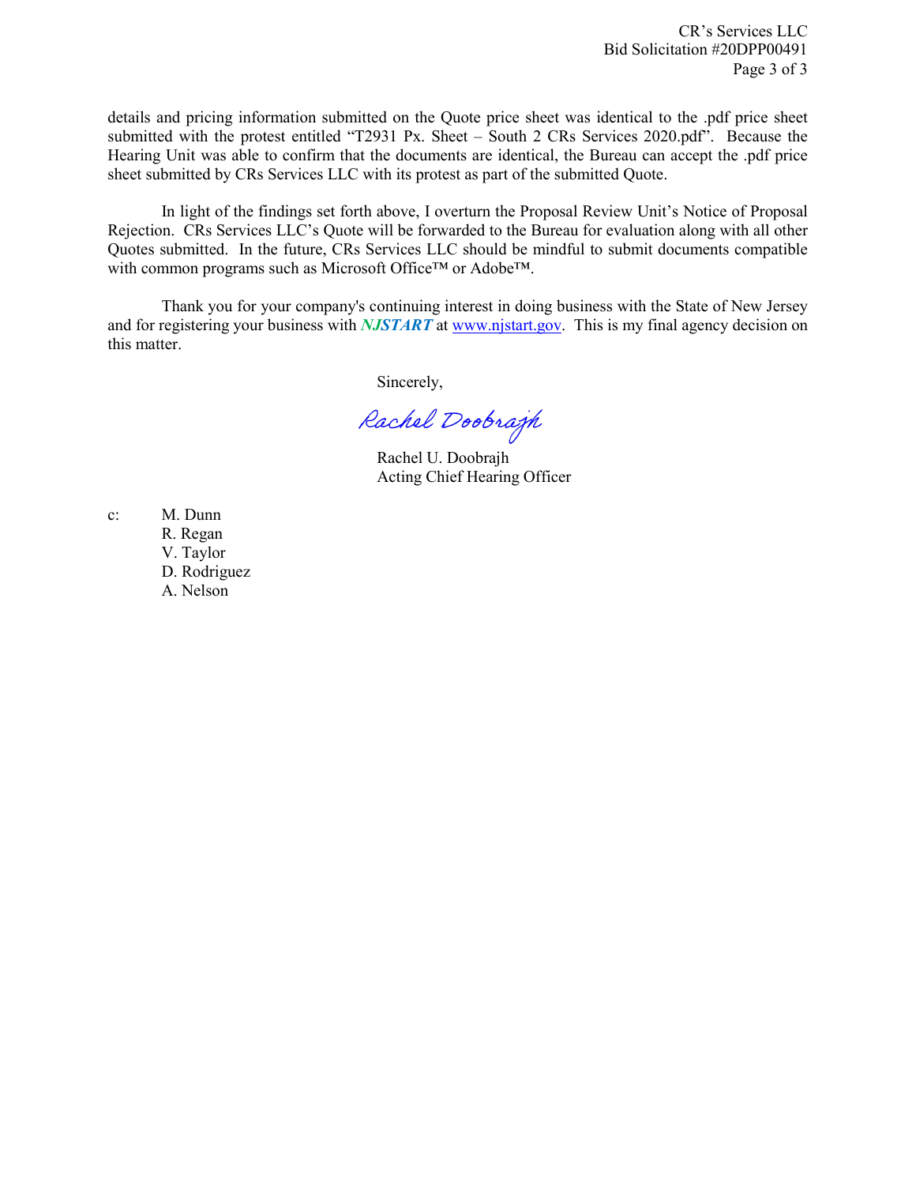details and pricing information submitted on the Quote price sheet was identical to the .pdf price sheet submitted with the protest entitled "T2931 Px. Sheet – South 2 CRs Services 2020.pdf". Because the Hearing Unit was able to confirm that the documents are identical, the Bureau can accept the .pdf price sheet submitted by CRs Services LLC with its protest as part of the submitted Quote.

In light of the findings set forth above, I overturn the Proposal Review Unit's Notice of Proposal Rejection. CRs Services LLC's Quote will be forwarded to the Bureau for evaluation along with all other Quotes submitted. In the future, CRs Services LLC should be mindful to submit documents compatible with common programs such as Microsoft Office™ or Adobe™.

Thank you for your company's continuing interest in doing business with the State of New Jersey and for registering your business with ***NJSTART*** at www.njstart.gov. This is my final agency decision on this matter.

Sincerely,

*Rachel Doobrajh*

Rachel U. Doobrajh
Acting Chief Hearing Officer

c: M. Dunn
R. Regan
V. Taylor
D. Rodriguez
A. Nelson